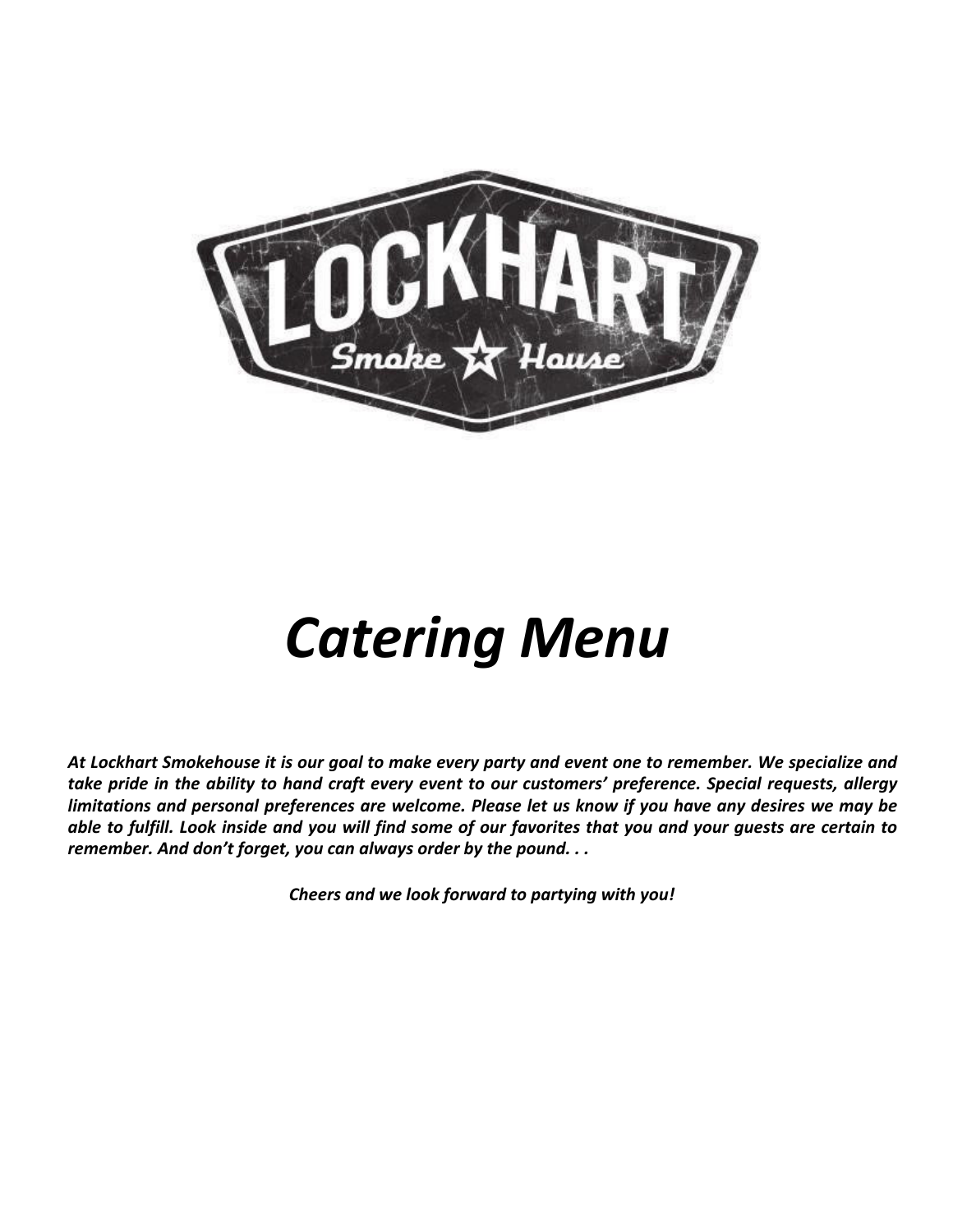# LOCKHART

Smoke ☆ House

# *Catering Menu*

***At Lockhart Smokehouse it is our goal to make every party and event one to remember. We specialize and take pride in the ability to hand craft every event to our customers' preference. Special requests, allergy limitations and personal preferences are welcome. Please let us know if you have any desires we may be able to fulfill. Look inside and you will find some of our favorites that you and your guests are certain to remember. And don't forget, you can always order by the pound. . .***

***Cheers and we look forward to partying with you!***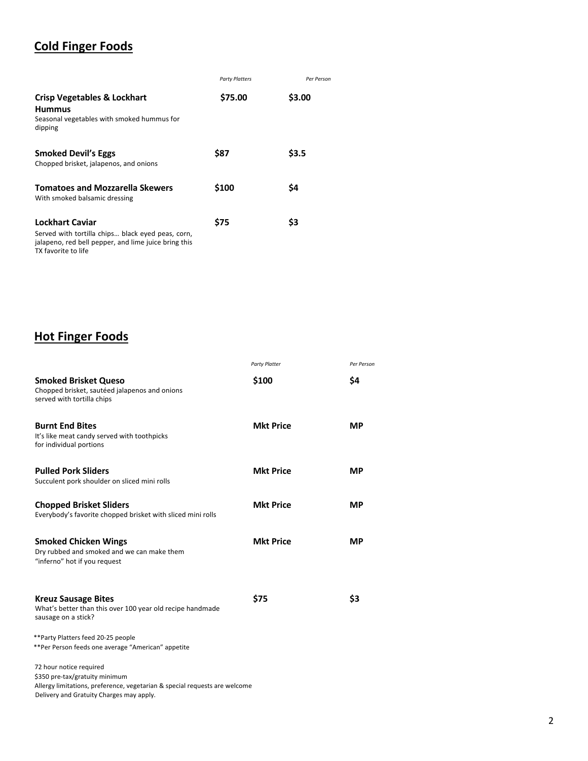## Cold Finger Foods

| | *Party Platters* | *Per Person* |
|---|---|---|
| **Crisp Vegetables & Lockhart Hummus**<br>Seasonal vegetables with smoked hummus for dipping | **$75.00** | **$3.00** |
| **Smoked Devil's Eggs**<br>Chopped brisket, jalapenos, and onions | **$87** | **$3.5** |
| **Tomatoes and Mozzarella Skewers**<br>With smoked balsamic dressing | **$100** | **$4** |
| **Lockhart Caviar**<br>Served with tortilla chips… black eyed peas, corn, jalapeno, red bell pepper, and lime juice bring this TX favorite to life | **$75** | **$3** |

## Hot Finger Foods

| | *Party Platter* | *Per Person* |
|---|---|---|
| **Smoked Brisket Queso**<br>Chopped brisket, sautéed jalapenos and onions served with tortilla chips | **$100** | **$4** |
| **Burnt End Bites**<br>It's like meat candy served with toothpicks for individual portions | **Mkt Price** | **MP** |
| **Pulled Pork Sliders**<br>Succulent pork shoulder on sliced mini rolls | **Mkt Price** | **MP** |
| **Chopped Brisket Sliders**<br>Everybody's favorite chopped brisket with sliced mini rolls | **Mkt Price** | **MP** |
| **Smoked Chicken Wings**<br>Dry rubbed and smoked and we can make them "inferno" hot if you request | **Mkt Price** | **MP** |
| **Kreuz Sausage Bites**<br>What's better than this over 100 year old recipe handmade sausage on a stick? | **$75** | **$3** |

**Party Platters feed 20-25 people
**Per Person feeds one average "American" appetite

72 hour notice required
$350 pre-tax/gratuity minimum
Allergy limitations, preference, vegetarian & special requests are welcome
Delivery and Gratuity Charges may apply.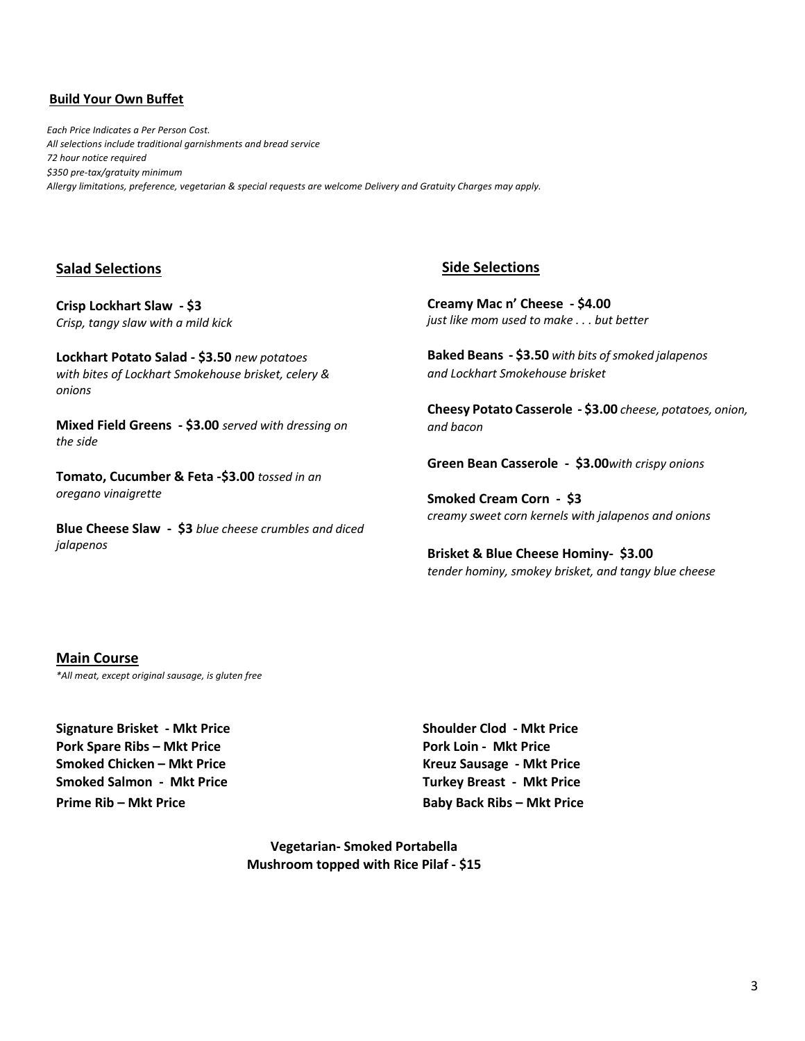## Build Your Own Buffet

*Each Price Indicates a Per Person Cost.*
*All selections include traditional garnishments and bread service*
*72 hour notice required*
*$350 pre-tax/gratuity minimum*
*Allergy limitations, preference, vegetarian & special requests are welcome Delivery and Gratuity Charges may apply.*

### Salad Selections

**Crisp Lockhart Slaw - $3**
*Crisp, tangy slaw with a mild kick*

**Lockhart Potato Salad - $3.50** *new potatoes with bites of Lockhart Smokehouse brisket, celery & onions*

**Mixed Field Greens - $3.00** *served with dressing on the side*

**Tomato, Cucumber & Feta -$3.00** *tossed in an oregano vinaigrette*

**Blue Cheese Slaw - $3** *blue cheese crumbles and diced jalapenos*

### Side Selections

**Creamy Mac n' Cheese - $4.00**
*just like mom used to make . . . but better*

**Baked Beans - $3.50** *with bits of smoked jalapenos and Lockhart Smokehouse brisket*

**Cheesy Potato Casserole - $3.00** *cheese, potatoes, onion, and bacon*

**Green Bean Casserole - $3.00** *with crispy onions*

**Smoked Cream Corn - $3**
*creamy sweet corn kernels with jalapenos and onions*

**Brisket & Blue Cheese Hominy- $3.00**
*tender hominy, smokey brisket, and tangy blue cheese*

### Main Course

*\*All meat, except original sausage, is gluten free*

**Signature Brisket - Mkt Price**
**Pork Spare Ribs – Mkt Price**
**Smoked Chicken – Mkt Price**
**Smoked Salmon - Mkt Price**
**Prime Rib – Mkt Price**
**Shoulder Clod - Mkt Price**
**Pork Loin - Mkt Price**
**Kreuz Sausage - Mkt Price**
**Turkey Breast - Mkt Price**
**Baby Back Ribs – Mkt Price**

**Vegetarian- Smoked Portabella Mushroom topped with Rice Pilaf - $15**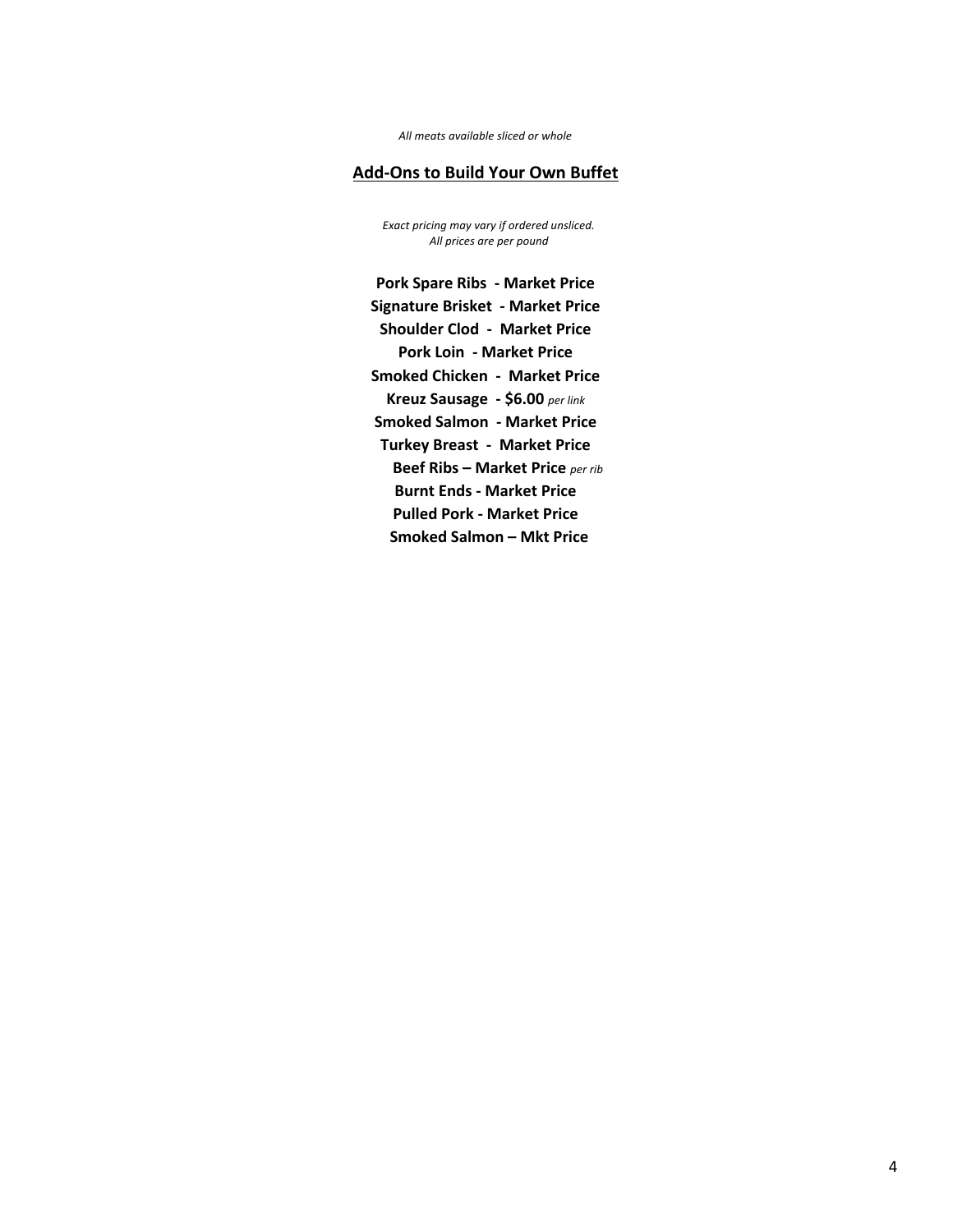*All meats available sliced or whole*

## Add-Ons to Build Your Own Buffet

*Exact pricing may vary if ordered unsliced.*
*All prices are per pound*

**Pork Spare Ribs - Market Price**
**Signature Brisket - Market Price**
**Shoulder Clod - Market Price**
**Pork Loin - Market Price**
**Smoked Chicken - Market Price**
**Kreuz Sausage - $6.00** *per link*
**Smoked Salmon - Market Price**
**Turkey Breast - Market Price**
**Beef Ribs – Market Price** *per rib*
**Burnt Ends - Market Price**
**Pulled Pork - Market Price**
**Smoked Salmon – Mkt Price**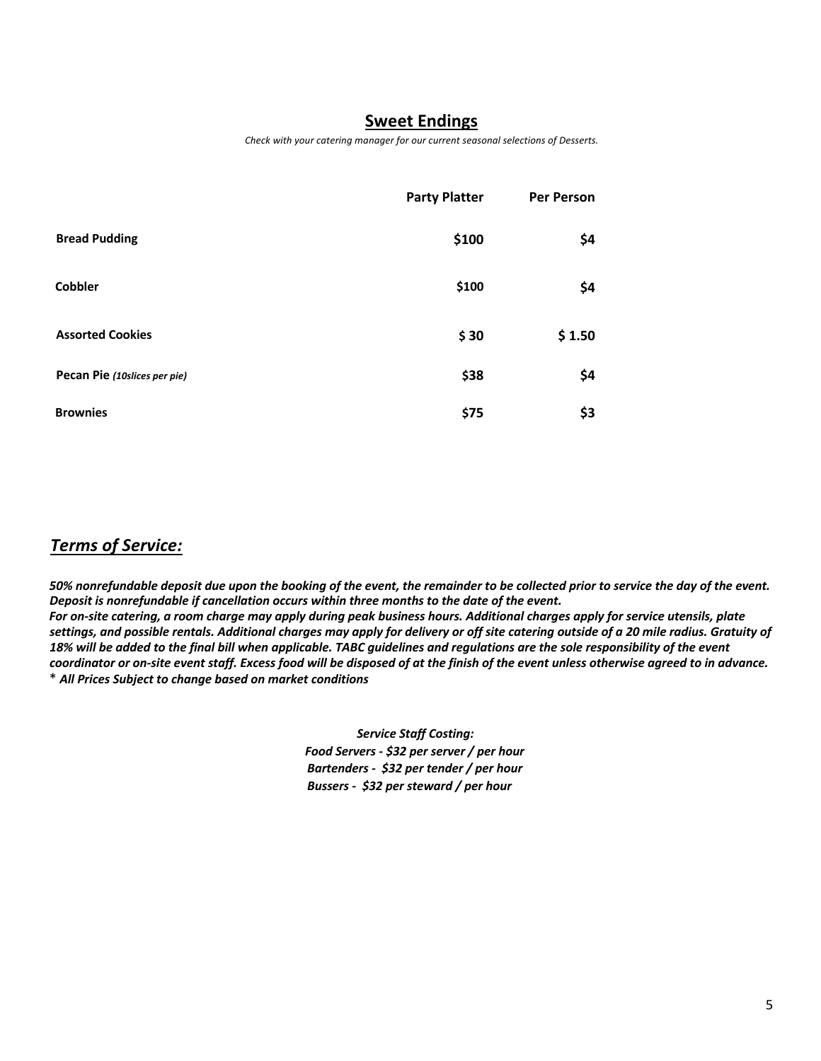## Sweet Endings

*Check with your catering manager for our current seasonal selections of Desserts.*

| | Party Platter | Per Person |
|---|---|---|
| **Bread Pudding** | **$100** | **$4** |
| **Cobbler** | **$100** | **$4** |
| **Assorted Cookies** | **$ 30** | **$ 1.50** |
| **Pecan Pie** *(10slices per pie)* | **$38** | **$4** |
| **Brownies** | **$75** | **$3** |

## ***Terms of Service:***

***50% nonrefundable deposit due upon the booking of the event, the remainder to be collected prior to service the day of the event. Deposit is nonrefundable if cancellation occurs within three months to the date of the event.***
***For on-site catering, a room charge may apply during peak business hours. Additional charges apply for service utensils, plate settings, and possible rentals. Additional charges may apply for delivery or off site catering outside of a 20 mile radius. Gratuity of 18% will be added to the final bill when applicable. TABC guidelines and regulations are the sole responsibility of the event coordinator or on-site event staff. Excess food will be disposed of at the finish of the event unless otherwise agreed to in advance.***
\* ***All Prices Subject to change based on market conditions***

***Service Staff Costing:***
***Food Servers - $32 per server / per hour***
***Bartenders - $32 per tender / per hour***
***Bussers - $32 per steward / per hour***